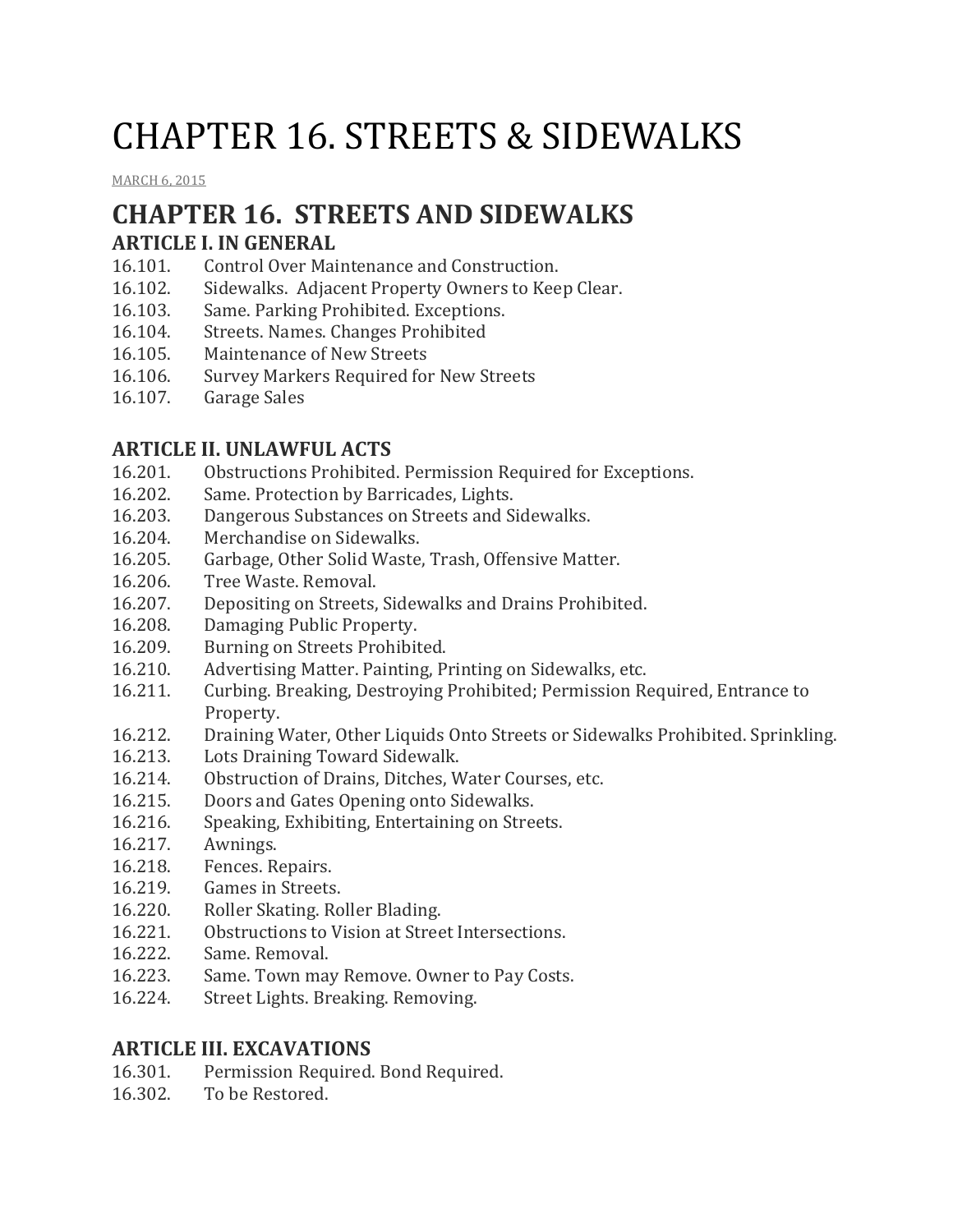# CHAPTER 16. STREETS & SIDEWALKS

MARCH 6, 2015

## CHAPTER 16. STREETS AND SIDEWALKS

### ARTICLE I. IN GENERAL

16.101. Control Over Maintenance and Construction.
16.102. Sidewalks. Adjacent Property Owners to Keep Clear.
16.103. Same. Parking Prohibited. Exceptions.
16.104. Streets. Names. Changes Prohibited
16.105. Maintenance of New Streets
16.106. Survey Markers Required for New Streets
16.107. Garage Sales

### ARTICLE II. UNLAWFUL ACTS

16.201. Obstructions Prohibited. Permission Required for Exceptions.
16.202. Same. Protection by Barricades, Lights.
16.203. Dangerous Substances on Streets and Sidewalks.
16.204. Merchandise on Sidewalks.
16.205. Garbage, Other Solid Waste, Trash, Offensive Matter.
16.206. Tree Waste. Removal.
16.207. Depositing on Streets, Sidewalks and Drains Prohibited.
16.208. Damaging Public Property.
16.209. Burning on Streets Prohibited.
16.210. Advertising Matter. Painting, Printing on Sidewalks, etc.
16.211. Curbing. Breaking, Destroying Prohibited; Permission Required, Entrance to Property.
16.212. Draining Water, Other Liquids Onto Streets or Sidewalks Prohibited. Sprinkling.
16.213. Lots Draining Toward Sidewalk.
16.214. Obstruction of Drains, Ditches, Water Courses, etc.
16.215. Doors and Gates Opening onto Sidewalks.
16.216. Speaking, Exhibiting, Entertaining on Streets.
16.217. Awnings.
16.218. Fences. Repairs.
16.219. Games in Streets.
16.220. Roller Skating. Roller Blading.
16.221. Obstructions to Vision at Street Intersections.
16.222. Same. Removal.
16.223. Same. Town may Remove. Owner to Pay Costs.
16.224. Street Lights. Breaking. Removing.

### ARTICLE III. EXCAVATIONS

16.301. Permission Required. Bond Required.
16.302. To be Restored.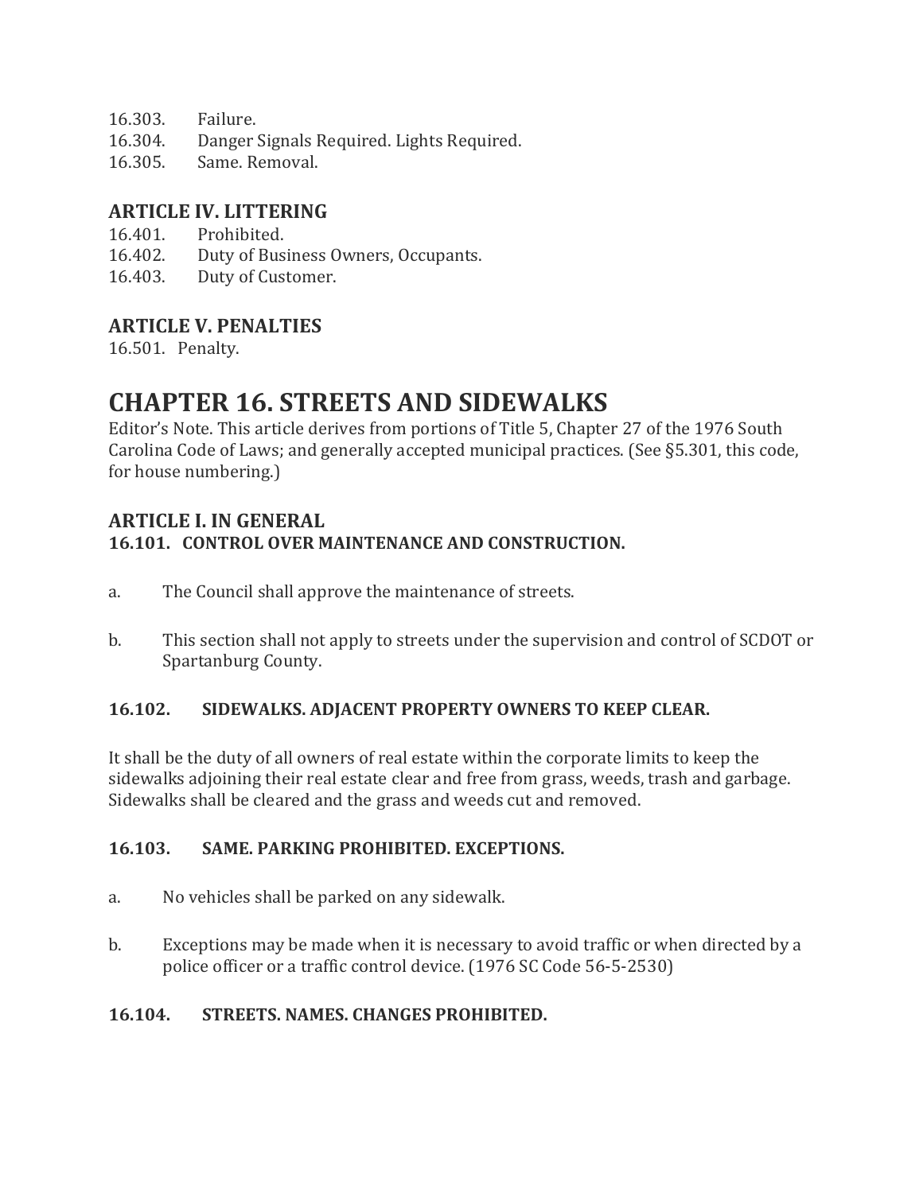16.303. Failure.
16.304. Danger Signals Required. Lights Required.
16.305. Same. Removal.

### ARTICLE IV. LITTERING

16.401. Prohibited.
16.402. Duty of Business Owners, Occupants.
16.403. Duty of Customer.

### ARTICLE V. PENALTIES

16.501. Penalty.

# CHAPTER 16. STREETS AND SIDEWALKS

Editor's Note. This article derives from portions of Title 5, Chapter 27 of the 1976 South Carolina Code of Laws; and generally accepted municipal practices. (See §5.301, this code, for house numbering.)

### ARTICLE I. IN GENERAL

#### 16.101. CONTROL OVER MAINTENANCE AND CONSTRUCTION.

a. The Council shall approve the maintenance of streets.

b. This section shall not apply to streets under the supervision and control of SCDOT or Spartanburg County.

#### 16.102. SIDEWALKS. ADJACENT PROPERTY OWNERS TO KEEP CLEAR.

It shall be the duty of all owners of real estate within the corporate limits to keep the sidewalks adjoining their real estate clear and free from grass, weeds, trash and garbage. Sidewalks shall be cleared and the grass and weeds cut and removed.

#### 16.103. SAME. PARKING PROHIBITED. EXCEPTIONS.

a. No vehicles shall be parked on any sidewalk.

b. Exceptions may be made when it is necessary to avoid traffic or when directed by a police officer or a traffic control device. (1976 SC Code 56-5-2530)

#### 16.104. STREETS. NAMES. CHANGES PROHIBITED.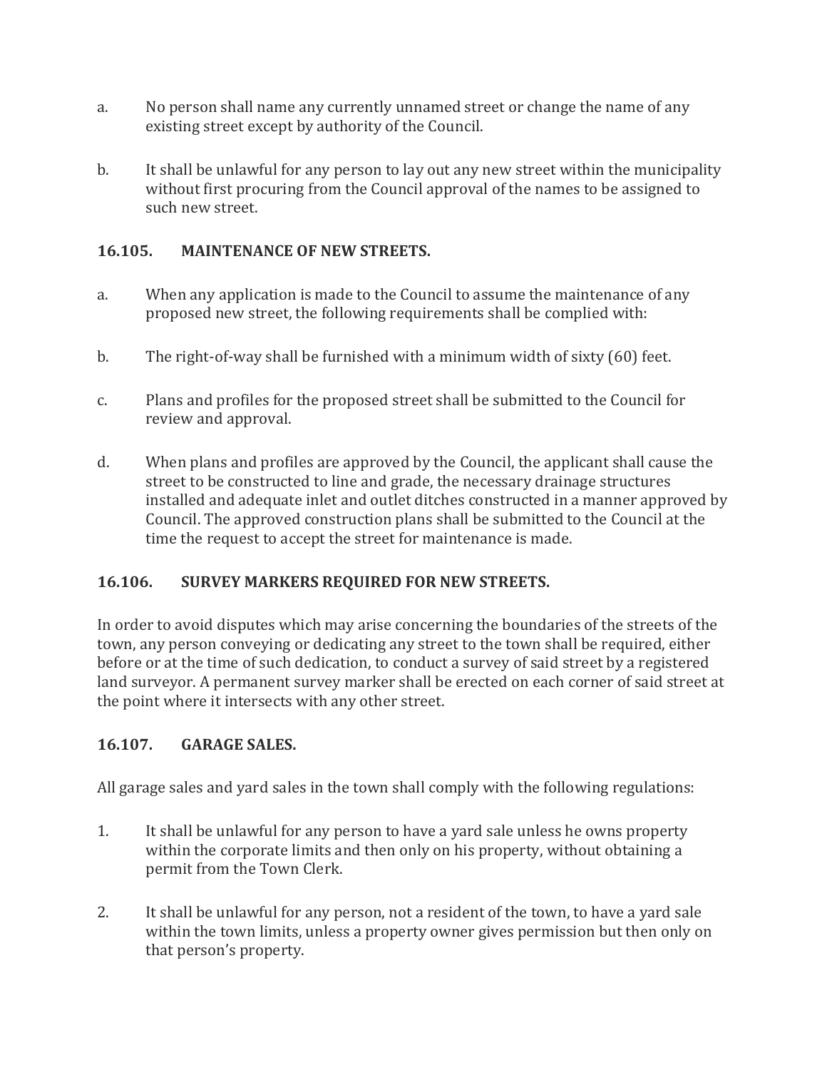a. No person shall name any currently unnamed street or change the name of any existing street except by authority of the Council.

b. It shall be unlawful for any person to lay out any new street within the municipality without first procuring from the Council approval of the names to be assigned to such new street.

### 16.105. MAINTENANCE OF NEW STREETS.

a. When any application is made to the Council to assume the maintenance of any proposed new street, the following requirements shall be complied with:

b. The right-of-way shall be furnished with a minimum width of sixty (60) feet.

c. Plans and profiles for the proposed street shall be submitted to the Council for review and approval.

d. When plans and profiles are approved by the Council, the applicant shall cause the street to be constructed to line and grade, the necessary drainage structures installed and adequate inlet and outlet ditches constructed in a manner approved by Council. The approved construction plans shall be submitted to the Council at the time the request to accept the street for maintenance is made.

### 16.106. SURVEY MARKERS REQUIRED FOR NEW STREETS.

In order to avoid disputes which may arise concerning the boundaries of the streets of the town, any person conveying or dedicating any street to the town shall be required, either before or at the time of such dedication, to conduct a survey of said street by a registered land surveyor. A permanent survey marker shall be erected on each corner of said street at the point where it intersects with any other street.

### 16.107. GARAGE SALES.

All garage sales and yard sales in the town shall comply with the following regulations:

1. It shall be unlawful for any person to have a yard sale unless he owns property within the corporate limits and then only on his property, without obtaining a permit from the Town Clerk.

2. It shall be unlawful for any person, not a resident of the town, to have a yard sale within the town limits, unless a property owner gives permission but then only on that person's property.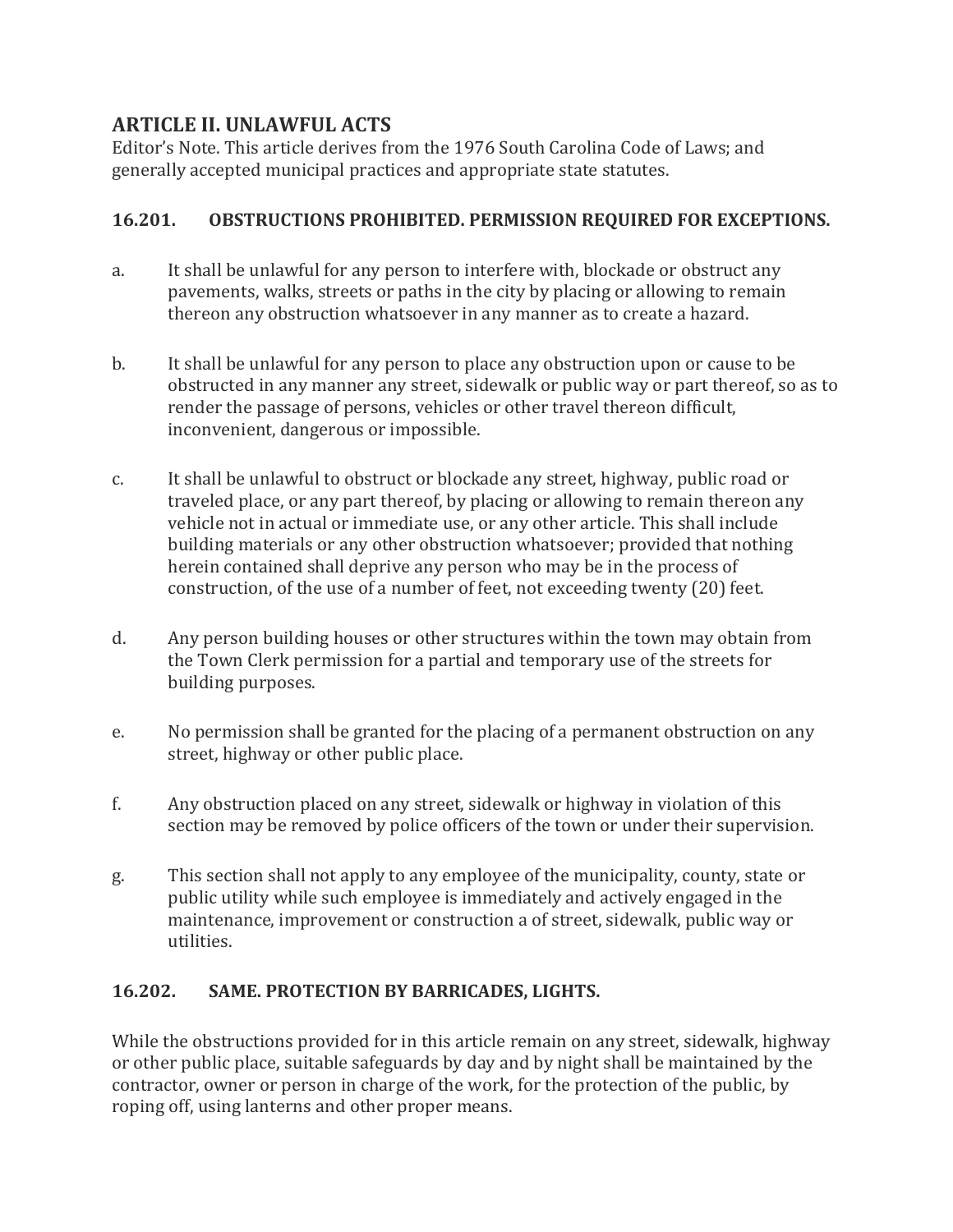## ARTICLE II. UNLAWFUL ACTS

Editor's Note. This article derives from the 1976 South Carolina Code of Laws; and generally accepted municipal practices and appropriate state statutes.

### 16.201. OBSTRUCTIONS PROHIBITED. PERMISSION REQUIRED FOR EXCEPTIONS.

a. It shall be unlawful for any person to interfere with, blockade or obstruct any pavements, walks, streets or paths in the city by placing or allowing to remain thereon any obstruction whatsoever in any manner as to create a hazard.

b. It shall be unlawful for any person to place any obstruction upon or cause to be obstructed in any manner any street, sidewalk or public way or part thereof, so as to render the passage of persons, vehicles or other travel thereon difficult, inconvenient, dangerous or impossible.

c. It shall be unlawful to obstruct or blockade any street, highway, public road or traveled place, or any part thereof, by placing or allowing to remain thereon any vehicle not in actual or immediate use, or any other article. This shall include building materials or any other obstruction whatsoever; provided that nothing herein contained shall deprive any person who may be in the process of construction, of the use of a number of feet, not exceeding twenty (20) feet.

d. Any person building houses or other structures within the town may obtain from the Town Clerk permission for a partial and temporary use of the streets for building purposes.

e. No permission shall be granted for the placing of a permanent obstruction on any street, highway or other public place.

f. Any obstruction placed on any street, sidewalk or highway in violation of this section may be removed by police officers of the town or under their supervision.

g. This section shall not apply to any employee of the municipality, county, state or public utility while such employee is immediately and actively engaged in the maintenance, improvement or construction a of street, sidewalk, public way or utilities.

### 16.202. SAME. PROTECTION BY BARRICADES, LIGHTS.

While the obstructions provided for in this article remain on any street, sidewalk, highway or other public place, suitable safeguards by day and by night shall be maintained by the contractor, owner or person in charge of the work, for the protection of the public, by roping off, using lanterns and other proper means.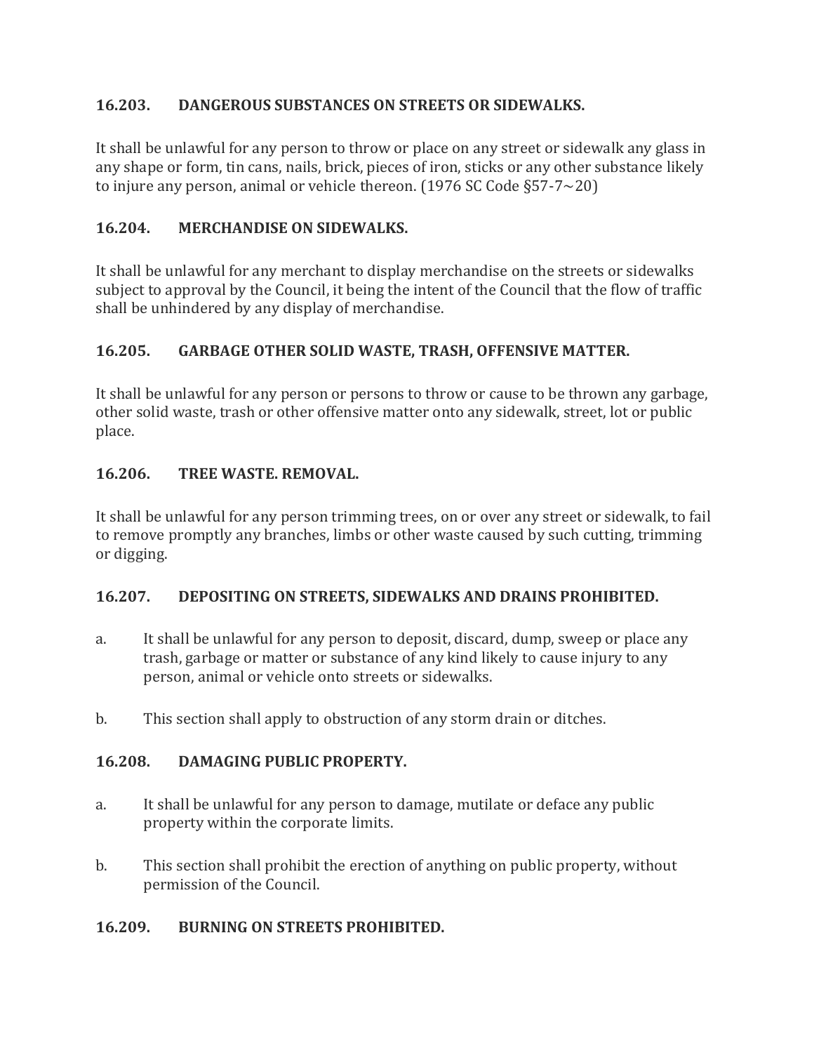## 16.203. DANGEROUS SUBSTANCES ON STREETS OR SIDEWALKS.

It shall be unlawful for any person to throw or place on any street or sidewalk any glass in any shape or form, tin cans, nails, brick, pieces of iron, sticks or any other substance likely to injure any person, animal or vehicle thereon. (1976 SC Code §57-7~20)

## 16.204. MERCHANDISE ON SIDEWALKS.

It shall be unlawful for any merchant to display merchandise on the streets or sidewalks subject to approval by the Council, it being the intent of the Council that the flow of traffic shall be unhindered by any display of merchandise.

## 16.205. GARBAGE OTHER SOLID WASTE, TRASH, OFFENSIVE MATTER.

It shall be unlawful for any person or persons to throw or cause to be thrown any garbage, other solid waste, trash or other offensive matter onto any sidewalk, street, lot or public place.

## 16.206. TREE WASTE. REMOVAL.

It shall be unlawful for any person trimming trees, on or over any street or sidewalk, to fail to remove promptly any branches, limbs or other waste caused by such cutting, trimming or digging.

## 16.207. DEPOSITING ON STREETS, SIDEWALKS AND DRAINS PROHIBITED.

a. It shall be unlawful for any person to deposit, discard, dump, sweep or place any trash, garbage or matter or substance of any kind likely to cause injury to any person, animal or vehicle onto streets or sidewalks.

b. This section shall apply to obstruction of any storm drain or ditches.

## 16.208. DAMAGING PUBLIC PROPERTY.

a. It shall be unlawful for any person to damage, mutilate or deface any public property within the corporate limits.

b. This section shall prohibit the erection of anything on public property, without permission of the Council.

## 16.209. BURNING ON STREETS PROHIBITED.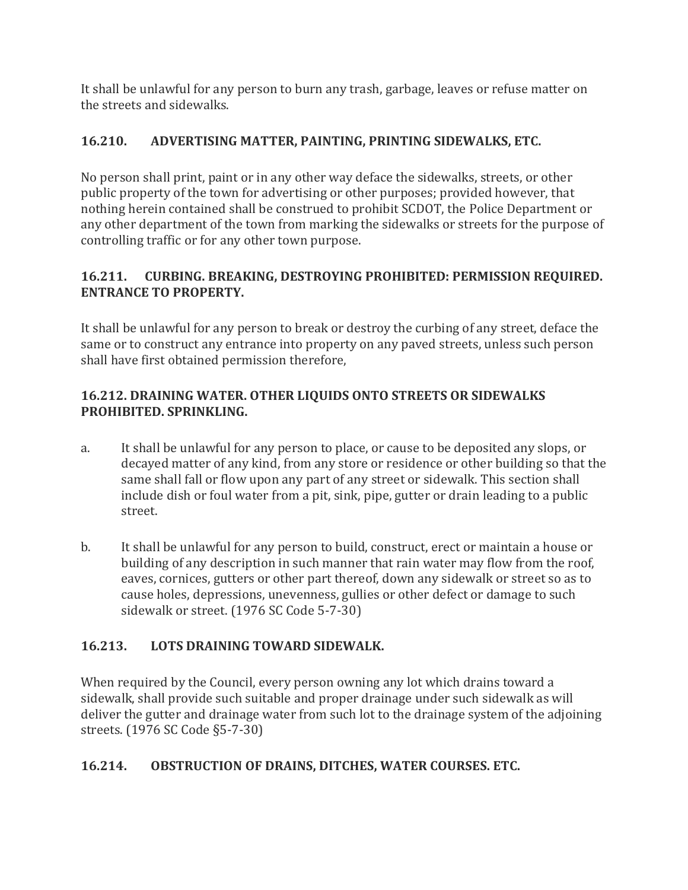It shall be unlawful for any person to burn any trash, garbage, leaves or refuse matter on the streets and sidewalks.

### 16.210. ADVERTISING MATTER, PAINTING, PRINTING SIDEWALKS, ETC.

No person shall print, paint or in any other way deface the sidewalks, streets, or other public property of the town for advertising or other purposes; provided however, that nothing herein contained shall be construed to prohibit SCDOT, the Police Department or any other department of the town from marking the sidewalks or streets for the purpose of controlling traffic or for any other town purpose.

### 16.211. CURBING. BREAKING, DESTROYING PROHIBITED: PERMISSION REQUIRED. ENTRANCE TO PROPERTY.

It shall be unlawful for any person to break or destroy the curbing of any street, deface the same or to construct any entrance into property on any paved streets, unless such person shall have first obtained permission therefore,

### 16.212. DRAINING WATER. OTHER LIQUIDS ONTO STREETS OR SIDEWALKS PROHIBITED. SPRINKLING.

a. It shall be unlawful for any person to place, or cause to be deposited any slops, or decayed matter of any kind, from any store or residence or other building so that the same shall fall or flow upon any part of any street or sidewalk. This section shall include dish or foul water from a pit, sink, pipe, gutter or drain leading to a public street.

b. It shall be unlawful for any person to build, construct, erect or maintain a house or building of any description in such manner that rain water may flow from the roof, eaves, cornices, gutters or other part thereof, down any sidewalk or street so as to cause holes, depressions, unevenness, gullies or other defect or damage to such sidewalk or street. (1976 SC Code 5-7-30)

### 16.213. LOTS DRAINING TOWARD SIDEWALK.

When required by the Council, every person owning any lot which drains toward a sidewalk, shall provide such suitable and proper drainage under such sidewalk as will deliver the gutter and drainage water from such lot to the drainage system of the adjoining streets. (1976 SC Code §5-7-30)

### 16.214. OBSTRUCTION OF DRAINS, DITCHES, WATER COURSES. ETC.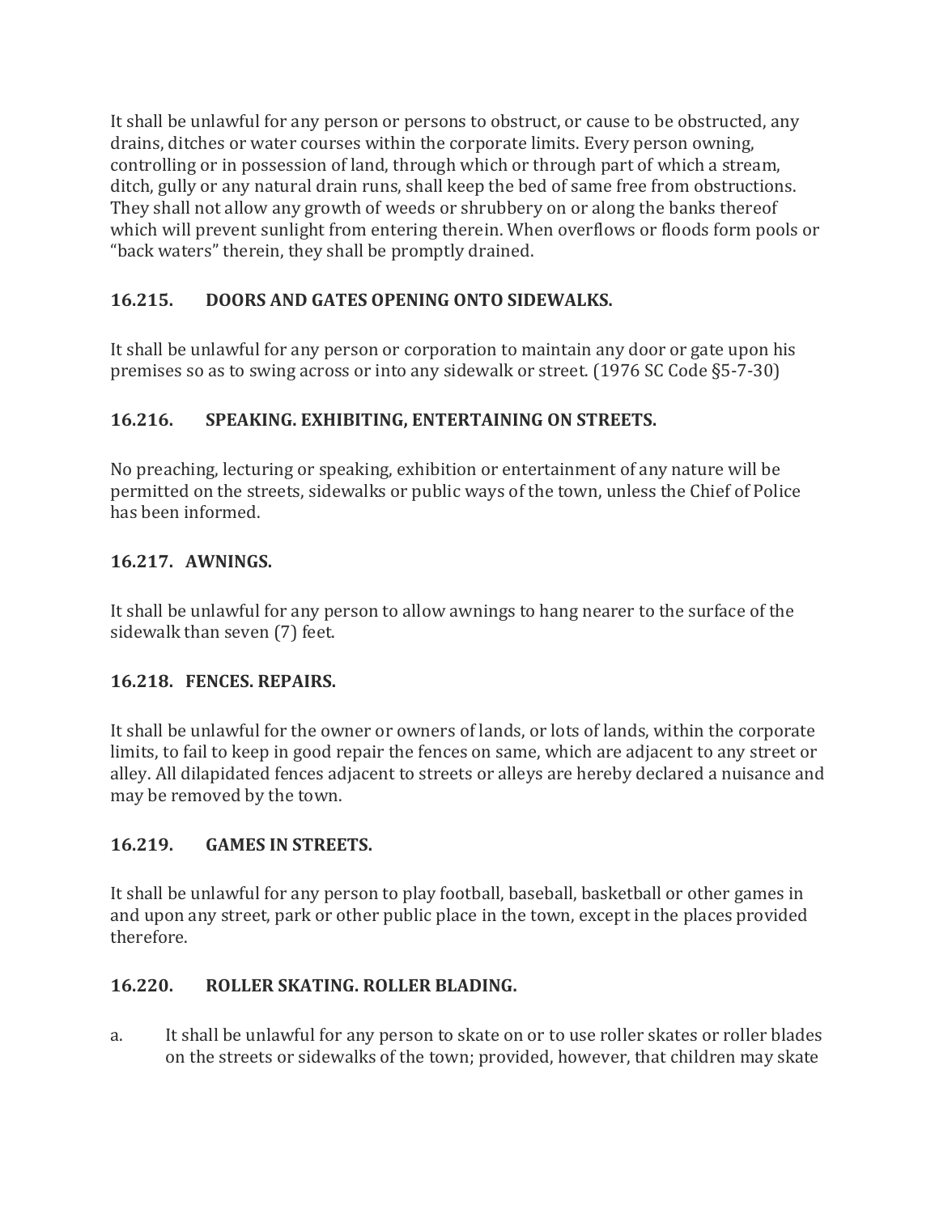It shall be unlawful for any person or persons to obstruct, or cause to be obstructed, any drains, ditches or water courses within the corporate limits. Every person owning, controlling or in possession of land, through which or through part of which a stream, ditch, gully or any natural drain runs, shall keep the bed of same free from obstructions. They shall not allow any growth of weeds or shrubbery on or along the banks thereof which will prevent sunlight from entering therein. When overflows or floods form pools or "back waters" therein, they shall be promptly drained.

### 16.215. DOORS AND GATES OPENING ONTO SIDEWALKS.

It shall be unlawful for any person or corporation to maintain any door or gate upon his premises so as to swing across or into any sidewalk or street. (1976 SC Code §5-7-30)

### 16.216. SPEAKING. EXHIBITING, ENTERTAINING ON STREETS.

No preaching, lecturing or speaking, exhibition or entertainment of any nature will be permitted on the streets, sidewalks or public ways of the town, unless the Chief of Police has been informed.

### 16.217. AWNINGS.

It shall be unlawful for any person to allow awnings to hang nearer to the surface of the sidewalk than seven (7) feet.

### 16.218. FENCES. REPAIRS.

It shall be unlawful for the owner or owners of lands, or lots of lands, within the corporate limits, to fail to keep in good repair the fences on same, which are adjacent to any street or alley. All dilapidated fences adjacent to streets or alleys are hereby declared a nuisance and may be removed by the town.

### 16.219. GAMES IN STREETS.

It shall be unlawful for any person to play football, baseball, basketball or other games in and upon any street, park or other public place in the town, except in the places provided therefore.

### 16.220. ROLLER SKATING. ROLLER BLADING.

a. It shall be unlawful for any person to skate on or to use roller skates or roller blades on the streets or sidewalks of the town; provided, however, that children may skate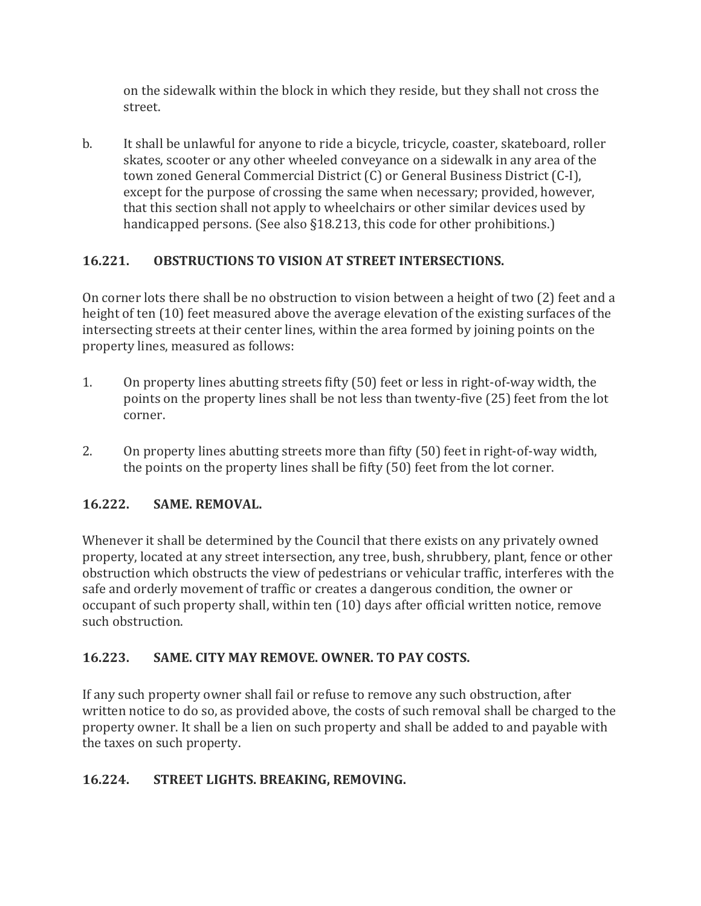on the sidewalk within the block in which they reside, but they shall not cross the street.

b. It shall be unlawful for anyone to ride a bicycle, tricycle, coaster, skateboard, roller skates, scooter or any other wheeled conveyance on a sidewalk in any area of the town zoned General Commercial District (C) or General Business District (C-I), except for the purpose of crossing the same when necessary; provided, however, that this section shall not apply to wheelchairs or other similar devices used by handicapped persons. (See also §18.213, this code for other prohibitions.)

### 16.221. OBSTRUCTIONS TO VISION AT STREET INTERSECTIONS.

On corner lots there shall be no obstruction to vision between a height of two (2) feet and a height of ten (10) feet measured above the average elevation of the existing surfaces of the intersecting streets at their center lines, within the area formed by joining points on the property lines, measured as follows:

1. On property lines abutting streets fifty (50) feet or less in right-of-way width, the points on the property lines shall be not less than twenty-five (25) feet from the lot corner.

2. On property lines abutting streets more than fifty (50) feet in right-of-way width, the points on the property lines shall be fifty (50) feet from the lot corner.

### 16.222. SAME. REMOVAL.

Whenever it shall be determined by the Council that there exists on any privately owned property, located at any street intersection, any tree, bush, shrubbery, plant, fence or other obstruction which obstructs the view of pedestrians or vehicular traffic, interferes with the safe and orderly movement of traffic or creates a dangerous condition, the owner or occupant of such property shall, within ten (10) days after official written notice, remove such obstruction.

### 16.223. SAME. CITY MAY REMOVE. OWNER. TO PAY COSTS.

If any such property owner shall fail or refuse to remove any such obstruction, after written notice to do so, as provided above, the costs of such removal shall be charged to the property owner. It shall be a lien on such property and shall be added to and payable with the taxes on such property.

### 16.224. STREET LIGHTS. BREAKING, REMOVING.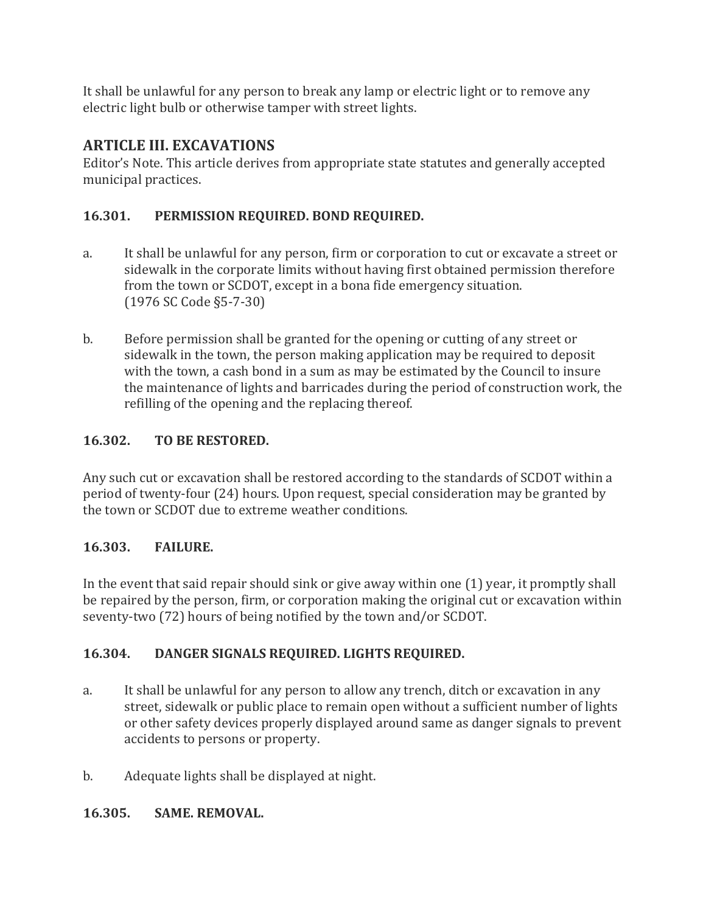It shall be unlawful for any person to break any lamp or electric light or to remove any electric light bulb or otherwise tamper with street lights.

## ARTICLE III. EXCAVATIONS

Editor's Note. This article derives from appropriate state statutes and generally accepted municipal practices.

### 16.301. PERMISSION REQUIRED. BOND REQUIRED.

a. It shall be unlawful for any person, firm or corporation to cut or excavate a street or sidewalk in the corporate limits without having first obtained permission therefore from the town or SCDOT, except in a bona fide emergency situation.
(1976 SC Code §5-7-30)

b. Before permission shall be granted for the opening or cutting of any street or sidewalk in the town, the person making application may be required to deposit with the town, a cash bond in a sum as may be estimated by the Council to insure the maintenance of lights and barricades during the period of construction work, the refilling of the opening and the replacing thereof.

### 16.302. TO BE RESTORED.

Any such cut or excavation shall be restored according to the standards of SCDOT within a period of twenty-four (24) hours. Upon request, special consideration may be granted by the town or SCDOT due to extreme weather conditions.

### 16.303. FAILURE.

In the event that said repair should sink or give away within one (1) year, it promptly shall be repaired by the person, firm, or corporation making the original cut or excavation within seventy-two (72) hours of being notified by the town and/or SCDOT.

### 16.304. DANGER SIGNALS REQUIRED. LIGHTS REQUIRED.

a. It shall be unlawful for any person to allow any trench, ditch or excavation in any street, sidewalk or public place to remain open without a sufficient number of lights or other safety devices properly displayed around same as danger signals to prevent accidents to persons or property.

b. Adequate lights shall be displayed at night.

### 16.305. SAME. REMOVAL.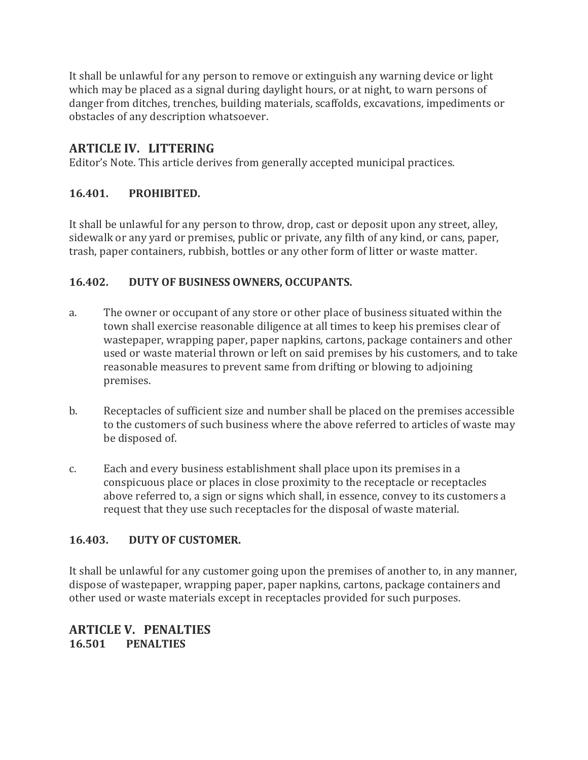It shall be unlawful for any person to remove or extinguish any warning device or light which may be placed as a signal during daylight hours, or at night, to warn persons of danger from ditches, trenches, building materials, scaffolds, excavations, impediments or obstacles of any description whatsoever.

## ARTICLE IV. LITTERING

Editor's Note. This article derives from generally accepted municipal practices.

### 16.401. PROHIBITED.

It shall be unlawful for any person to throw, drop, cast or deposit upon any street, alley, sidewalk or any yard or premises, public or private, any filth of any kind, or cans, paper, trash, paper containers, rubbish, bottles or any other form of litter or waste matter.

### 16.402. DUTY OF BUSINESS OWNERS, OCCUPANTS.

a. The owner or occupant of any store or other place of business situated within the town shall exercise reasonable diligence at all times to keep his premises clear of wastepaper, wrapping paper, paper napkins, cartons, package containers and other used or waste material thrown or left on said premises by his customers, and to take reasonable measures to prevent same from drifting or blowing to adjoining premises.

b. Receptacles of sufficient size and number shall be placed on the premises accessible to the customers of such business where the above referred to articles of waste may be disposed of.

c. Each and every business establishment shall place upon its premises in a conspicuous place or places in close proximity to the receptacle or receptacles above referred to, a sign or signs which shall, in essence, convey to its customers a request that they use such receptacles for the disposal of waste material.

### 16.403. DUTY OF CUSTOMER.

It shall be unlawful for any customer going upon the premises of another to, in any manner, dispose of wastepaper, wrapping paper, paper napkins, cartons, package containers and other used or waste materials except in receptacles provided for such purposes.

## ARTICLE V. PENALTIES

### 16.501 PENALTIES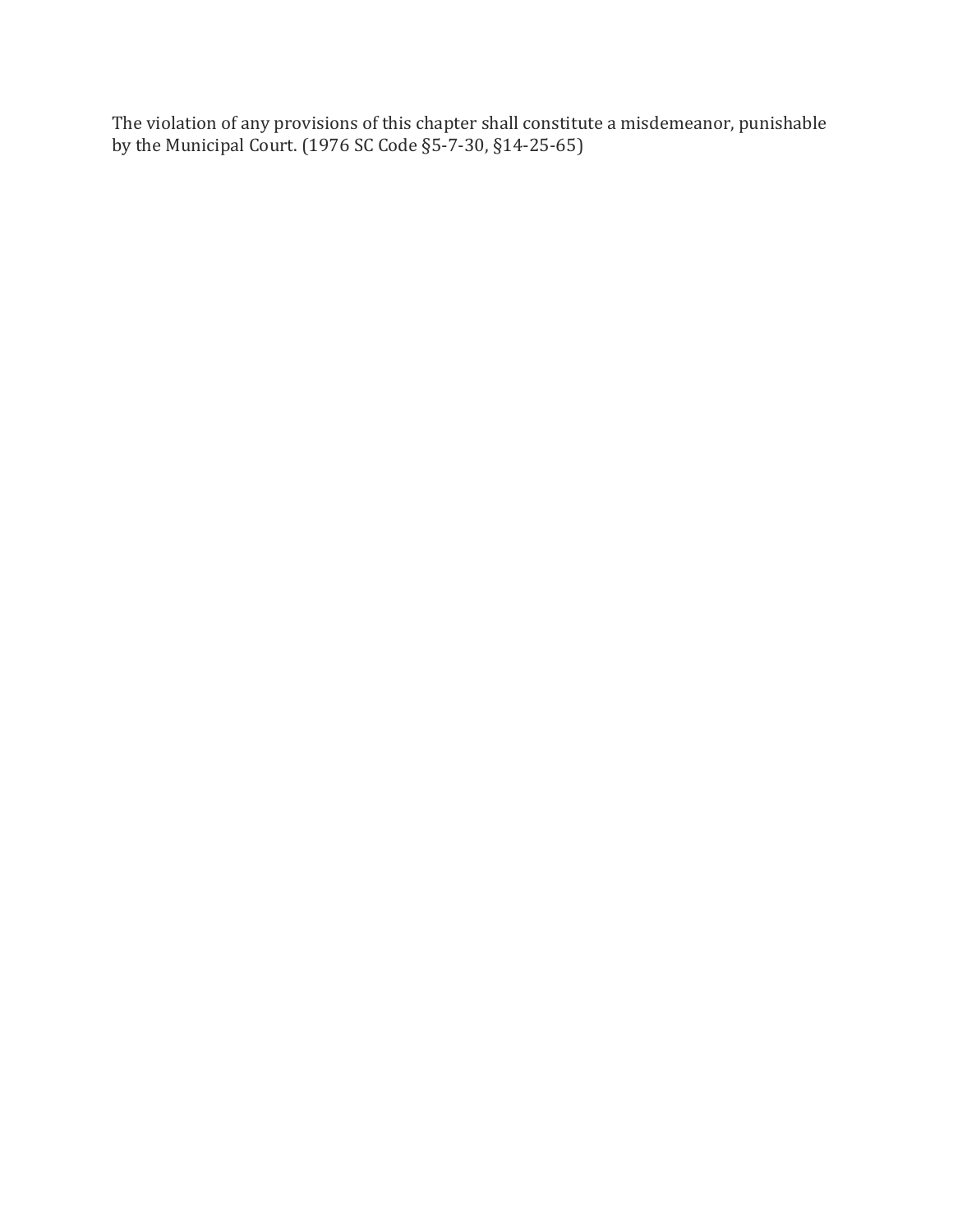The violation of any provisions of this chapter shall constitute a misdemeanor, punishable by the Municipal Court. (1976 SC Code §5-7-30, §14-25-65)